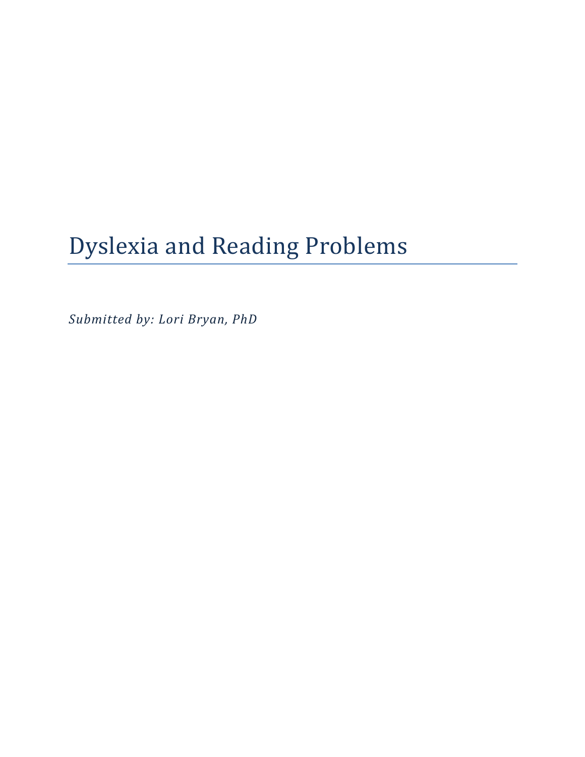# Dyslexia and Reading Problems

*Submitted by: Lori Bryan, PhD*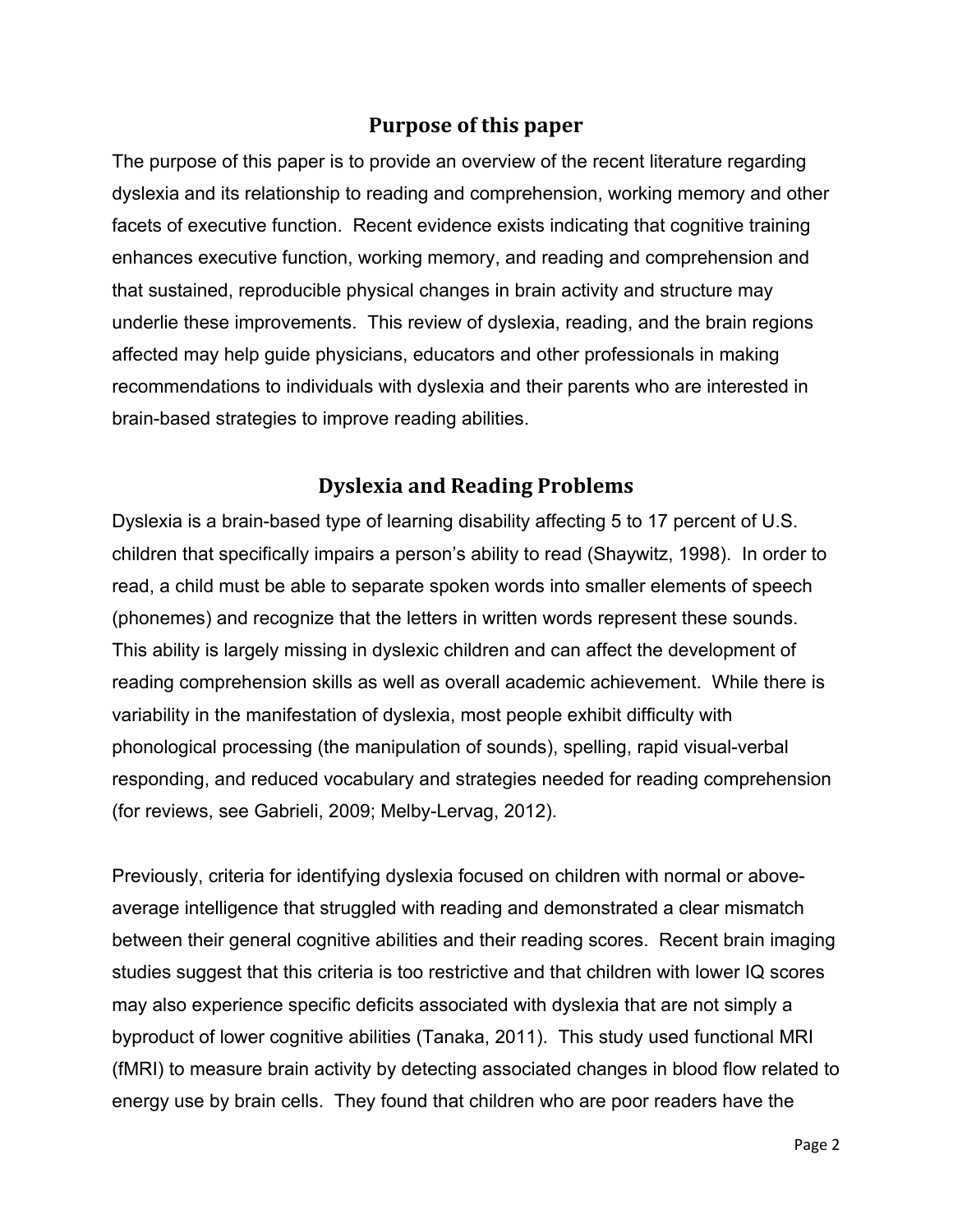## Purpose of this paper

The purpose of this paper is to provide an overview of the recent literature regarding dyslexia and its relationship to reading and comprehension, working memory and other facets of executive function. Recent evidence exists indicating that cognitive training enhances executive function, working memory, and reading and comprehension and that sustained, reproducible physical changes in brain activity and structure may underlie these improvements. This review of dyslexia, reading, and the brain regions affected may help guide physicians, educators and other professionals in making recommendations to individuals with dyslexia and their parents who are interested in brain-based strategies to improve reading abilities.

## Dyslexia and Reading Problems

Dyslexia is a brain-based type of learning disability affecting 5 to 17 percent of U.S. children that specifically impairs a person's ability to read (Shaywitz, 1998). In order to read, a child must be able to separate spoken words into smaller elements of speech (phonemes) and recognize that the letters in written words represent these sounds. This ability is largely missing in dyslexic children and can affect the development of reading comprehension skills as well as overall academic achievement. While there is variability in the manifestation of dyslexia, most people exhibit difficulty with phonological processing (the manipulation of sounds), spelling, rapid visual-verbal responding, and reduced vocabulary and strategies needed for reading comprehension (for reviews, see Gabrieli, 2009; Melby-Lervag, 2012).

Previously, criteria for identifying dyslexia focused on children with normal or above-average intelligence that struggled with reading and demonstrated a clear mismatch between their general cognitive abilities and their reading scores. Recent brain imaging studies suggest that this criteria is too restrictive and that children with lower IQ scores may also experience specific deficits associated with dyslexia that are not simply a byproduct of lower cognitive abilities (Tanaka, 2011). This study used functional MRI (fMRI) to measure brain activity by detecting associated changes in blood flow related to energy use by brain cells. They found that children who are poor readers have the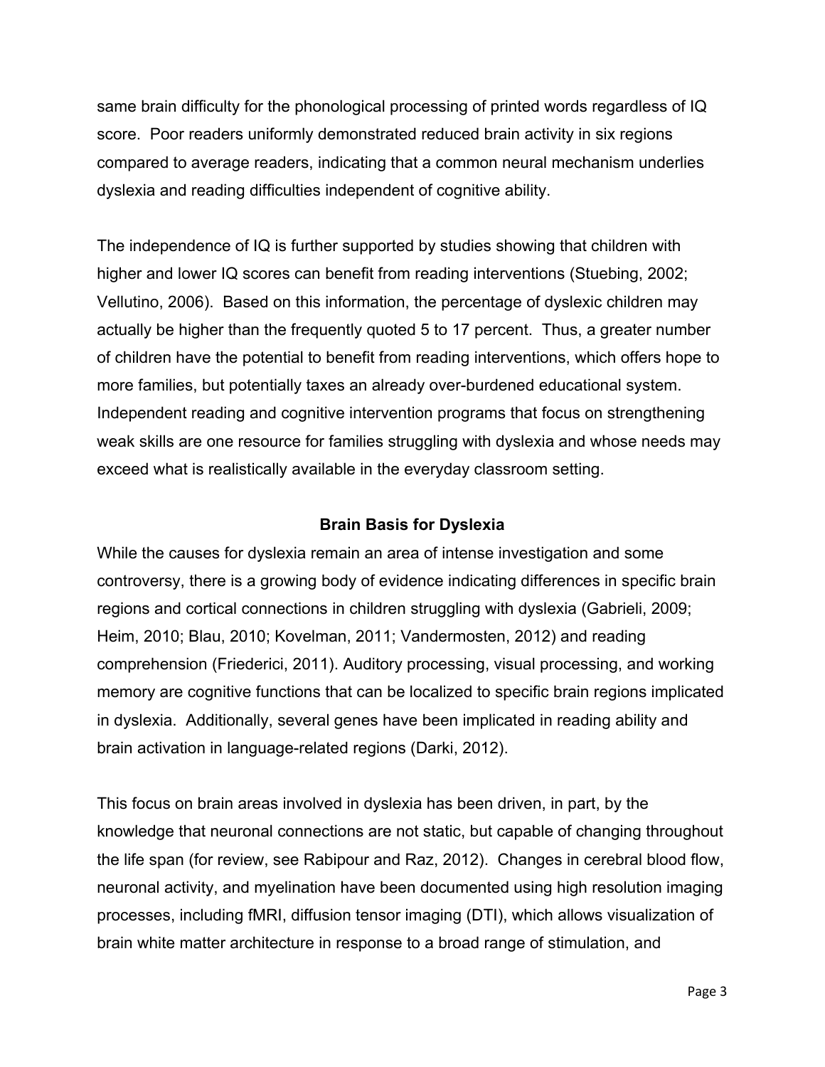same brain difficulty for the phonological processing of printed words regardless of IQ score. Poor readers uniformly demonstrated reduced brain activity in six regions compared to average readers, indicating that a common neural mechanism underlies dyslexia and reading difficulties independent of cognitive ability.

The independence of IQ is further supported by studies showing that children with higher and lower IQ scores can benefit from reading interventions (Stuebing, 2002; Vellutino, 2006). Based on this information, the percentage of dyslexic children may actually be higher than the frequently quoted 5 to 17 percent. Thus, a greater number of children have the potential to benefit from reading interventions, which offers hope to more families, but potentially taxes an already over-burdened educational system. Independent reading and cognitive intervention programs that focus on strengthening weak skills are one resource for families struggling with dyslexia and whose needs may exceed what is realistically available in the everyday classroom setting.

## Brain Basis for Dyslexia

While the causes for dyslexia remain an area of intense investigation and some controversy, there is a growing body of evidence indicating differences in specific brain regions and cortical connections in children struggling with dyslexia (Gabrieli, 2009; Heim, 2010; Blau, 2010; Kovelman, 2011; Vandermosten, 2012) and reading comprehension (Friederici, 2011). Auditory processing, visual processing, and working memory are cognitive functions that can be localized to specific brain regions implicated in dyslexia. Additionally, several genes have been implicated in reading ability and brain activation in language-related regions (Darki, 2012).

This focus on brain areas involved in dyslexia has been driven, in part, by the knowledge that neuronal connections are not static, but capable of changing throughout the life span (for review, see Rabipour and Raz, 2012). Changes in cerebral blood flow, neuronal activity, and myelination have been documented using high resolution imaging processes, including fMRI, diffusion tensor imaging (DTI), which allows visualization of brain white matter architecture in response to a broad range of stimulation, and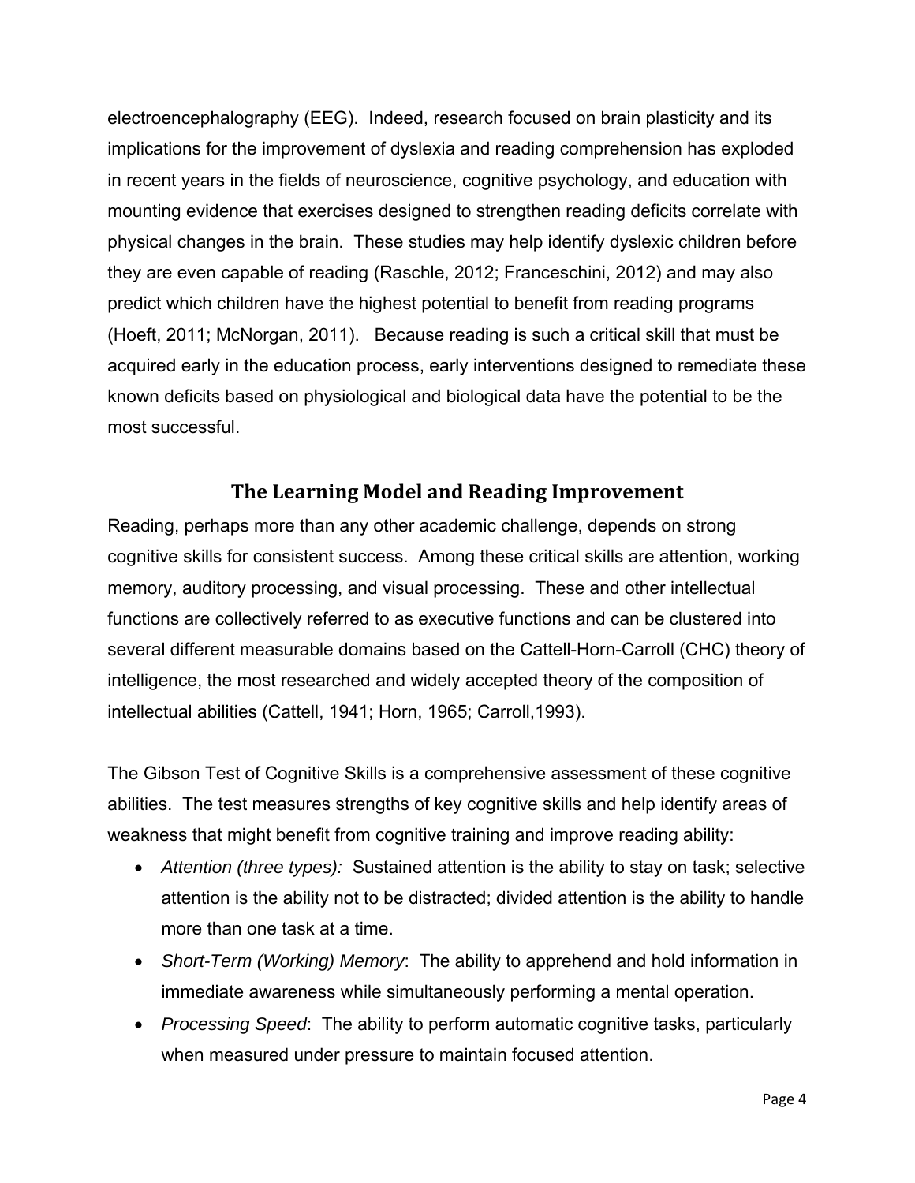electroencephalography (EEG). Indeed, research focused on brain plasticity and its implications for the improvement of dyslexia and reading comprehension has exploded in recent years in the fields of neuroscience, cognitive psychology, and education with mounting evidence that exercises designed to strengthen reading deficits correlate with physical changes in the brain. These studies may help identify dyslexic children before they are even capable of reading (Raschle, 2012; Franceschini, 2012) and may also predict which children have the highest potential to benefit from reading programs (Hoeft, 2011; McNorgan, 2011). Because reading is such a critical skill that must be acquired early in the education process, early interventions designed to remediate these known deficits based on physiological and biological data have the potential to be the most successful.

## The Learning Model and Reading Improvement

Reading, perhaps more than any other academic challenge, depends on strong cognitive skills for consistent success. Among these critical skills are attention, working memory, auditory processing, and visual processing. These and other intellectual functions are collectively referred to as executive functions and can be clustered into several different measurable domains based on the Cattell-Horn-Carroll (CHC) theory of intelligence, the most researched and widely accepted theory of the composition of intellectual abilities (Cattell, 1941; Horn, 1965; Carroll,1993).

The Gibson Test of Cognitive Skills is a comprehensive assessment of these cognitive abilities. The test measures strengths of key cognitive skills and help identify areas of weakness that might benefit from cognitive training and improve reading ability:

- *Attention (three types):* Sustained attention is the ability to stay on task; selective attention is the ability not to be distracted; divided attention is the ability to handle more than one task at a time.
- *Short-Term (Working) Memory*: The ability to apprehend and hold information in immediate awareness while simultaneously performing a mental operation.
- *Processing Speed*: The ability to perform automatic cognitive tasks, particularly when measured under pressure to maintain focused attention.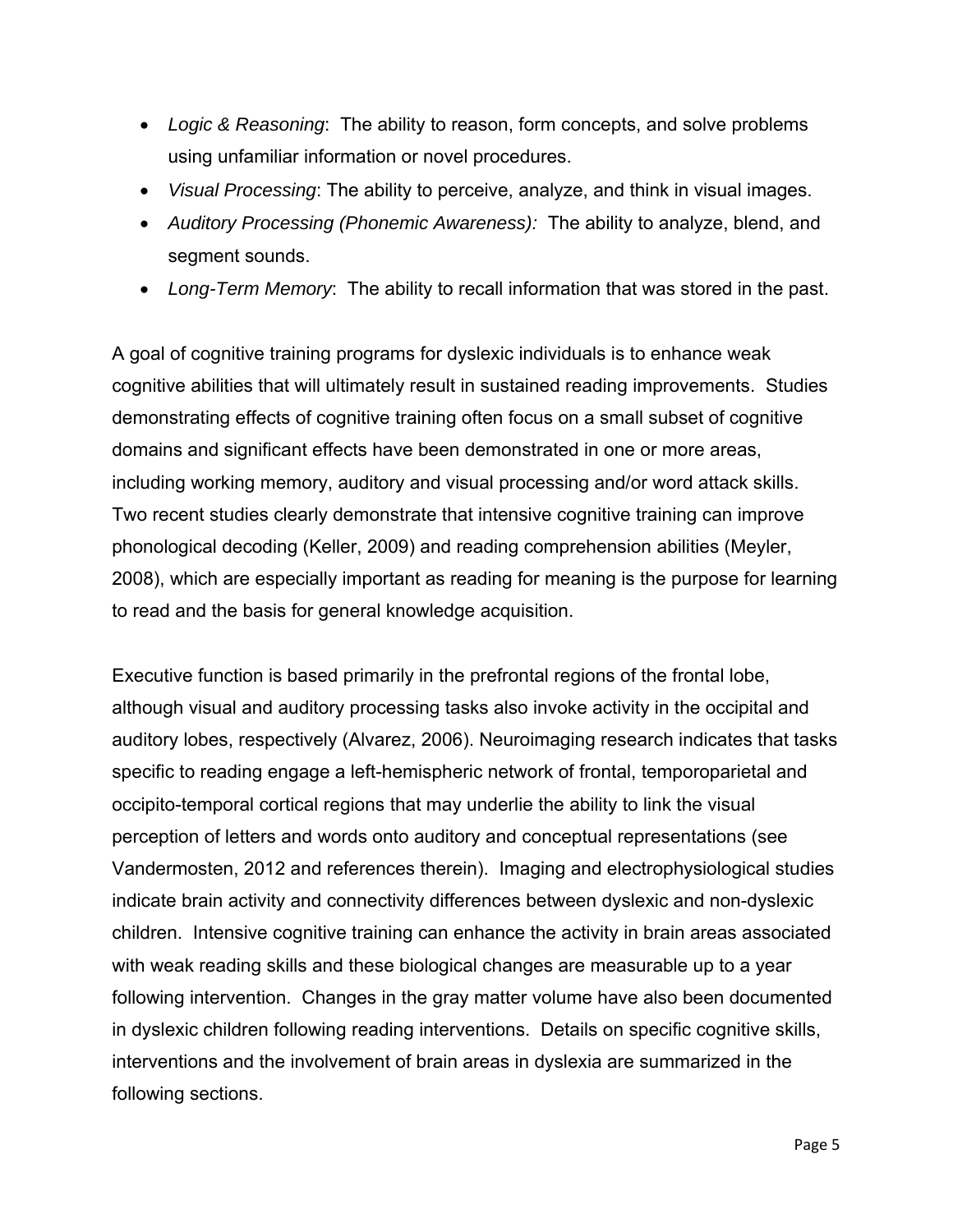- *Logic & Reasoning*: The ability to reason, form concepts, and solve problems using unfamiliar information or novel procedures.
- *Visual Processing*: The ability to perceive, analyze, and think in visual images.
- *Auditory Processing (Phonemic Awareness):* The ability to analyze, blend, and segment sounds.
- *Long-Term Memory*: The ability to recall information that was stored in the past.

A goal of cognitive training programs for dyslexic individuals is to enhance weak cognitive abilities that will ultimately result in sustained reading improvements. Studies demonstrating effects of cognitive training often focus on a small subset of cognitive domains and significant effects have been demonstrated in one or more areas, including working memory, auditory and visual processing and/or word attack skills. Two recent studies clearly demonstrate that intensive cognitive training can improve phonological decoding (Keller, 2009) and reading comprehension abilities (Meyler, 2008), which are especially important as reading for meaning is the purpose for learning to read and the basis for general knowledge acquisition.

Executive function is based primarily in the prefrontal regions of the frontal lobe, although visual and auditory processing tasks also invoke activity in the occipital and auditory lobes, respectively (Alvarez, 2006). Neuroimaging research indicates that tasks specific to reading engage a left-hemispheric network of frontal, temporoparietal and occipito-temporal cortical regions that may underlie the ability to link the visual perception of letters and words onto auditory and conceptual representations (see Vandermosten, 2012 and references therein). Imaging and electrophysiological studies indicate brain activity and connectivity differences between dyslexic and non-dyslexic children. Intensive cognitive training can enhance the activity in brain areas associated with weak reading skills and these biological changes are measurable up to a year following intervention. Changes in the gray matter volume have also been documented in dyslexic children following reading interventions. Details on specific cognitive skills, interventions and the involvement of brain areas in dyslexia are summarized in the following sections.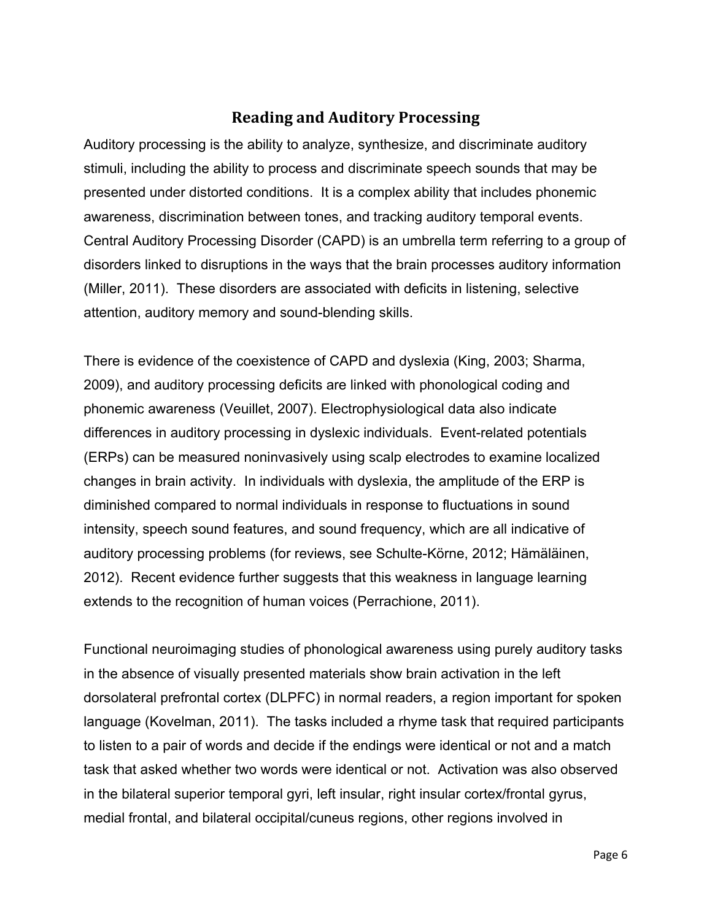## Reading and Auditory Processing

Auditory processing is the ability to analyze, synthesize, and discriminate auditory stimuli, including the ability to process and discriminate speech sounds that may be presented under distorted conditions. It is a complex ability that includes phonemic awareness, discrimination between tones, and tracking auditory temporal events. Central Auditory Processing Disorder (CAPD) is an umbrella term referring to a group of disorders linked to disruptions in the ways that the brain processes auditory information (Miller, 2011). These disorders are associated with deficits in listening, selective attention, auditory memory and sound-blending skills.

There is evidence of the coexistence of CAPD and dyslexia (King, 2003; Sharma, 2009), and auditory processing deficits are linked with phonological coding and phonemic awareness (Veuillet, 2007). Electrophysiological data also indicate differences in auditory processing in dyslexic individuals. Event-related potentials (ERPs) can be measured noninvasively using scalp electrodes to examine localized changes in brain activity. In individuals with dyslexia, the amplitude of the ERP is diminished compared to normal individuals in response to fluctuations in sound intensity, speech sound features, and sound frequency, which are all indicative of auditory processing problems (for reviews, see Schulte-Körne, 2012; Hämäläinen, 2012). Recent evidence further suggests that this weakness in language learning extends to the recognition of human voices (Perrachione, 2011).

Functional neuroimaging studies of phonological awareness using purely auditory tasks in the absence of visually presented materials show brain activation in the left dorsolateral prefrontal cortex (DLPFC) in normal readers, a region important for spoken language (Kovelman, 2011). The tasks included a rhyme task that required participants to listen to a pair of words and decide if the endings were identical or not and a match task that asked whether two words were identical or not. Activation was also observed in the bilateral superior temporal gyri, left insular, right insular cortex/frontal gyrus, medial frontal, and bilateral occipital/cuneus regions, other regions involved in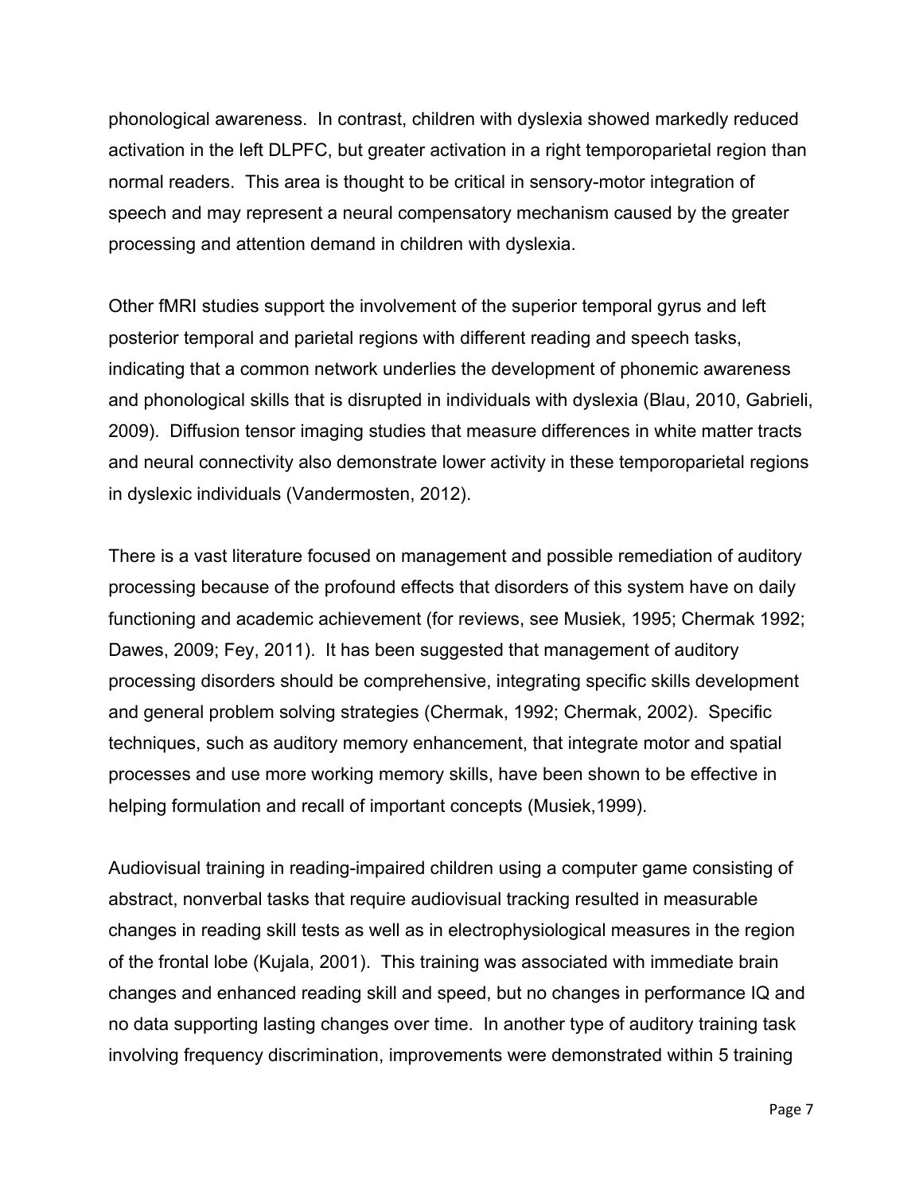phonological awareness. In contrast, children with dyslexia showed markedly reduced activation in the left DLPFC, but greater activation in a right temporoparietal region than normal readers. This area is thought to be critical in sensory-motor integration of speech and may represent a neural compensatory mechanism caused by the greater processing and attention demand in children with dyslexia.

Other fMRI studies support the involvement of the superior temporal gyrus and left posterior temporal and parietal regions with different reading and speech tasks, indicating that a common network underlies the development of phonemic awareness and phonological skills that is disrupted in individuals with dyslexia (Blau, 2010, Gabrieli, 2009). Diffusion tensor imaging studies that measure differences in white matter tracts and neural connectivity also demonstrate lower activity in these temporoparietal regions in dyslexic individuals (Vandermosten, 2012).

There is a vast literature focused on management and possible remediation of auditory processing because of the profound effects that disorders of this system have on daily functioning and academic achievement (for reviews, see Musiek, 1995; Chermak 1992; Dawes, 2009; Fey, 2011). It has been suggested that management of auditory processing disorders should be comprehensive, integrating specific skills development and general problem solving strategies (Chermak, 1992; Chermak, 2002). Specific techniques, such as auditory memory enhancement, that integrate motor and spatial processes and use more working memory skills, have been shown to be effective in helping formulation and recall of important concepts (Musiek,1999).

Audiovisual training in reading-impaired children using a computer game consisting of abstract, nonverbal tasks that require audiovisual tracking resulted in measurable changes in reading skill tests as well as in electrophysiological measures in the region of the frontal lobe (Kujala, 2001). This training was associated with immediate brain changes and enhanced reading skill and speed, but no changes in performance IQ and no data supporting lasting changes over time. In another type of auditory training task involving frequency discrimination, improvements were demonstrated within 5 training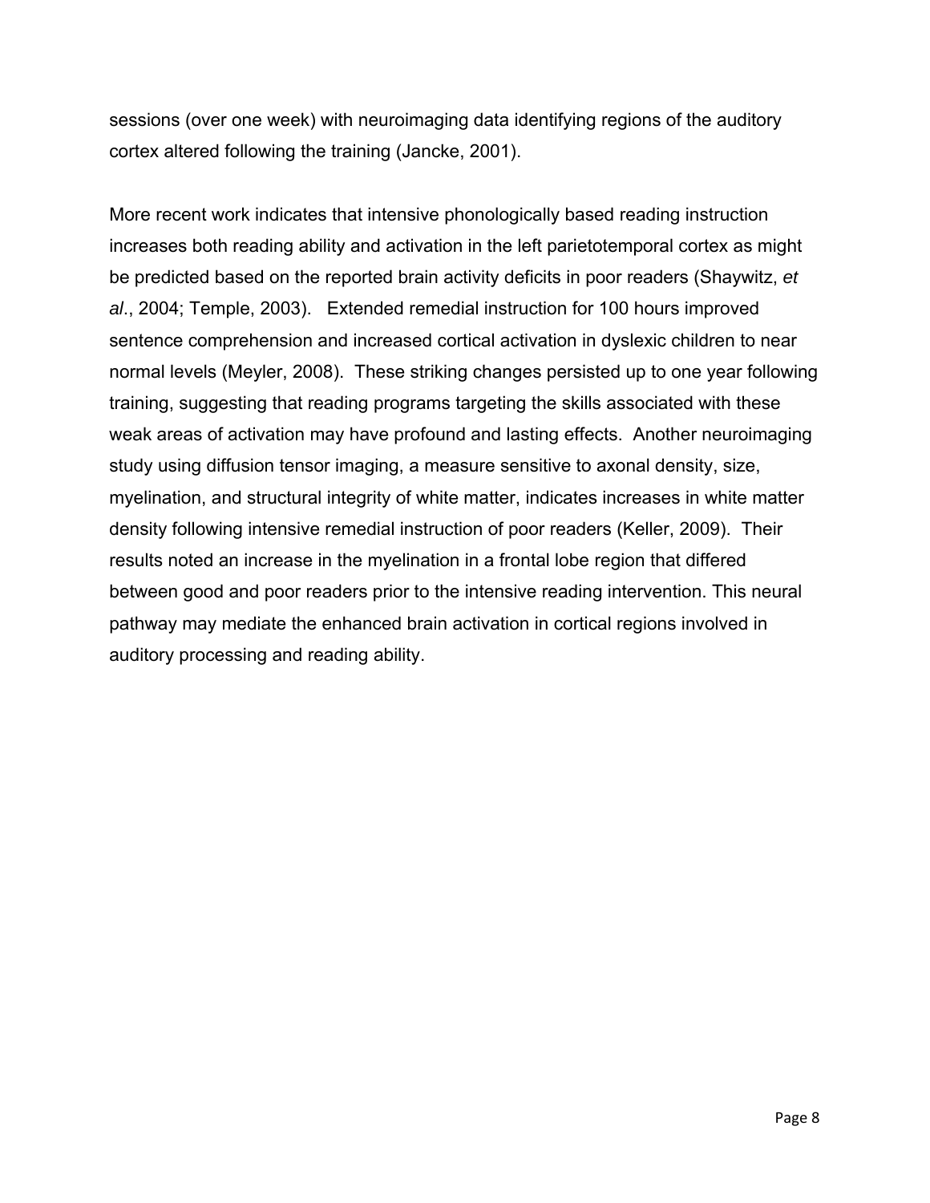sessions (over one week) with neuroimaging data identifying regions of the auditory cortex altered following the training (Jancke, 2001).

More recent work indicates that intensive phonologically based reading instruction increases both reading ability and activation in the left parietotemporal cortex as might be predicted based on the reported brain activity deficits in poor readers (Shaywitz, *et al*., 2004; Temple, 2003). Extended remedial instruction for 100 hours improved sentence comprehension and increased cortical activation in dyslexic children to near normal levels (Meyler, 2008). These striking changes persisted up to one year following training, suggesting that reading programs targeting the skills associated with these weak areas of activation may have profound and lasting effects. Another neuroimaging study using diffusion tensor imaging, a measure sensitive to axonal density, size, myelination, and structural integrity of white matter, indicates increases in white matter density following intensive remedial instruction of poor readers (Keller, 2009). Their results noted an increase in the myelination in a frontal lobe region that differed between good and poor readers prior to the intensive reading intervention. This neural pathway may mediate the enhanced brain activation in cortical regions involved in auditory processing and reading ability.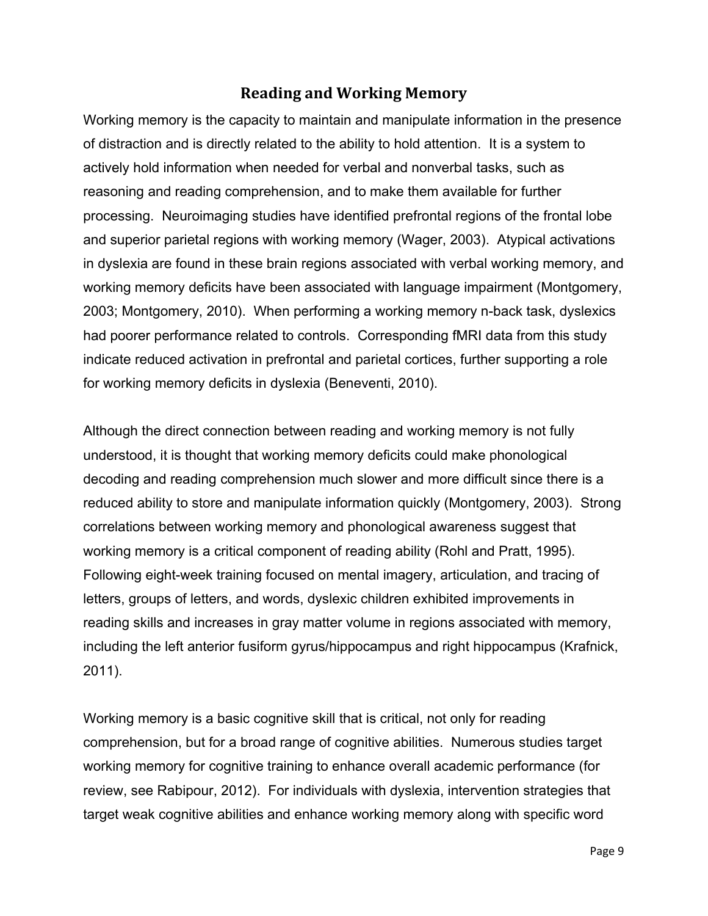## Reading and Working Memory

Working memory is the capacity to maintain and manipulate information in the presence of distraction and is directly related to the ability to hold attention. It is a system to actively hold information when needed for verbal and nonverbal tasks, such as reasoning and reading comprehension, and to make them available for further processing. Neuroimaging studies have identified prefrontal regions of the frontal lobe and superior parietal regions with working memory (Wager, 2003). Atypical activations in dyslexia are found in these brain regions associated with verbal working memory, and working memory deficits have been associated with language impairment (Montgomery, 2003; Montgomery, 2010). When performing a working memory n-back task, dyslexics had poorer performance related to controls. Corresponding fMRI data from this study indicate reduced activation in prefrontal and parietal cortices, further supporting a role for working memory deficits in dyslexia (Beneventi, 2010).

Although the direct connection between reading and working memory is not fully understood, it is thought that working memory deficits could make phonological decoding and reading comprehension much slower and more difficult since there is a reduced ability to store and manipulate information quickly (Montgomery, 2003). Strong correlations between working memory and phonological awareness suggest that working memory is a critical component of reading ability (Rohl and Pratt, 1995). Following eight-week training focused on mental imagery, articulation, and tracing of letters, groups of letters, and words, dyslexic children exhibited improvements in reading skills and increases in gray matter volume in regions associated with memory, including the left anterior fusiform gyrus/hippocampus and right hippocampus (Krafnick, 2011).

Working memory is a basic cognitive skill that is critical, not only for reading comprehension, but for a broad range of cognitive abilities. Numerous studies target working memory for cognitive training to enhance overall academic performance (for review, see Rabipour, 2012). For individuals with dyslexia, intervention strategies that target weak cognitive abilities and enhance working memory along with specific word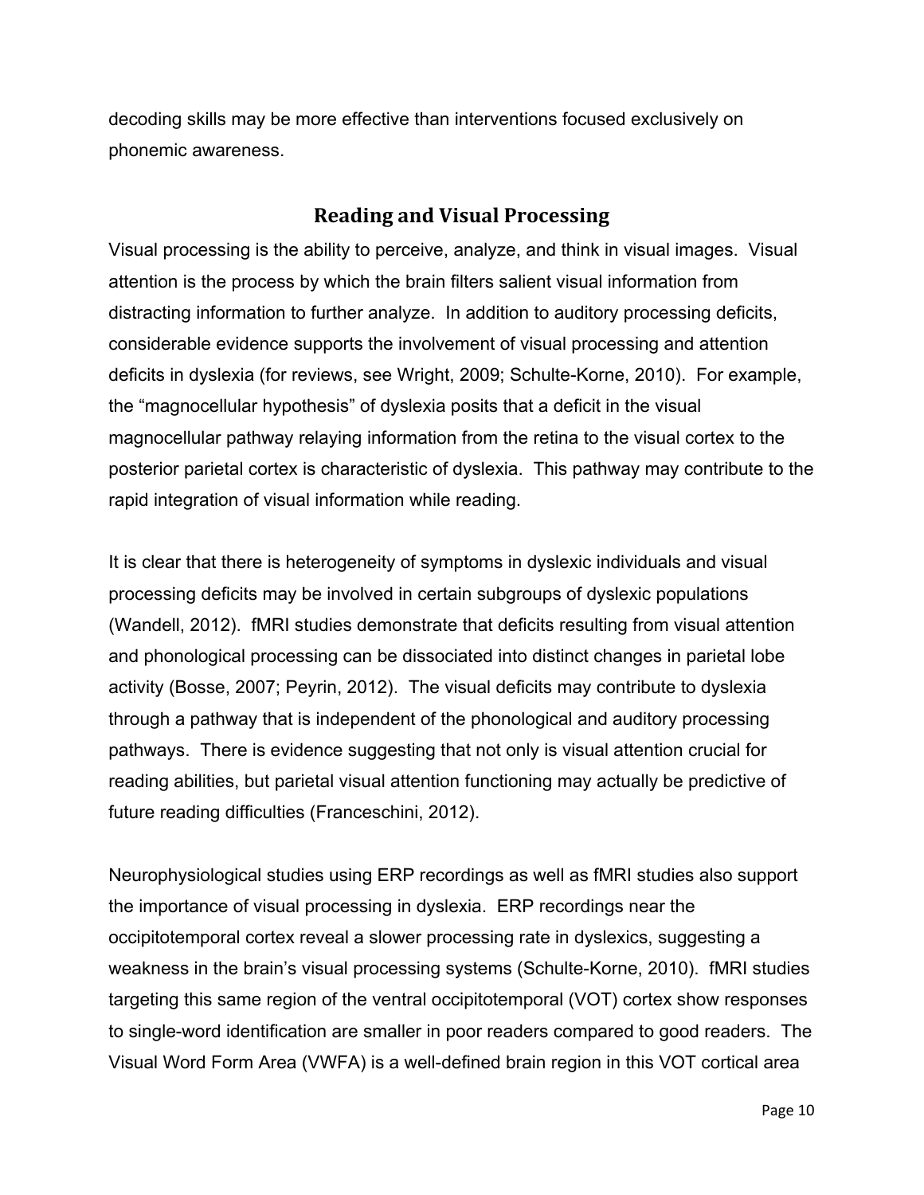decoding skills may be more effective than interventions focused exclusively on phonemic awareness.

## Reading and Visual Processing

Visual processing is the ability to perceive, analyze, and think in visual images. Visual attention is the process by which the brain filters salient visual information from distracting information to further analyze. In addition to auditory processing deficits, considerable evidence supports the involvement of visual processing and attention deficits in dyslexia (for reviews, see Wright, 2009; Schulte-Korne, 2010). For example, the "magnocellular hypothesis" of dyslexia posits that a deficit in the visual magnocellular pathway relaying information from the retina to the visual cortex to the posterior parietal cortex is characteristic of dyslexia. This pathway may contribute to the rapid integration of visual information while reading.

It is clear that there is heterogeneity of symptoms in dyslexic individuals and visual processing deficits may be involved in certain subgroups of dyslexic populations (Wandell, 2012). fMRI studies demonstrate that deficits resulting from visual attention and phonological processing can be dissociated into distinct changes in parietal lobe activity (Bosse, 2007; Peyrin, 2012). The visual deficits may contribute to dyslexia through a pathway that is independent of the phonological and auditory processing pathways. There is evidence suggesting that not only is visual attention crucial for reading abilities, but parietal visual attention functioning may actually be predictive of future reading difficulties (Franceschini, 2012).

Neurophysiological studies using ERP recordings as well as fMRI studies also support the importance of visual processing in dyslexia. ERP recordings near the occipitotemporal cortex reveal a slower processing rate in dyslexics, suggesting a weakness in the brain's visual processing systems (Schulte-Korne, 2010). fMRI studies targeting this same region of the ventral occipitotemporal (VOT) cortex show responses to single-word identification are smaller in poor readers compared to good readers. The Visual Word Form Area (VWFA) is a well-defined brain region in this VOT cortical area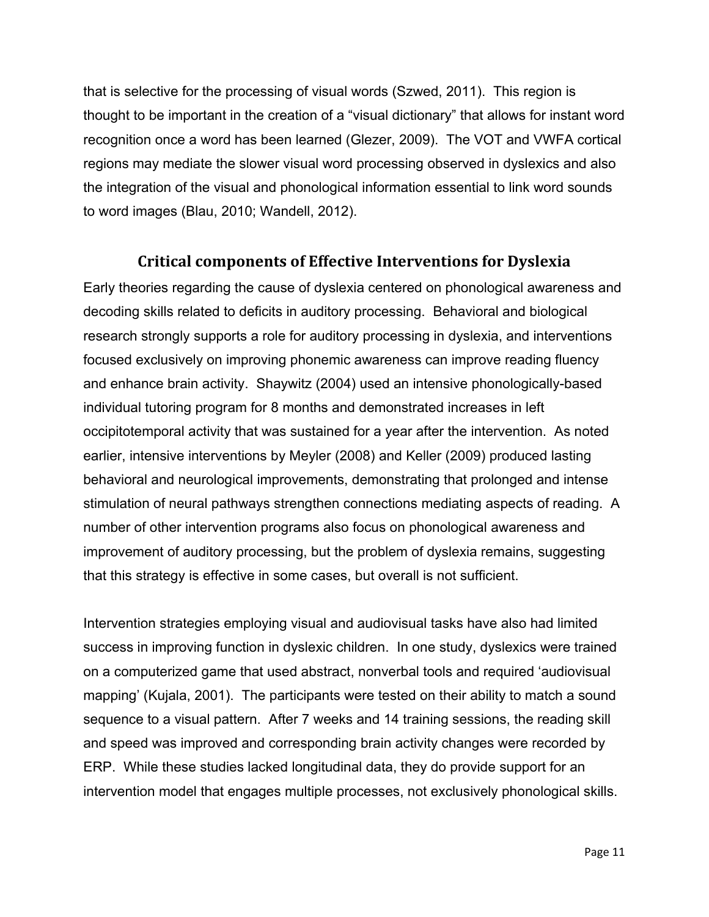that is selective for the processing of visual words (Szwed, 2011). This region is thought to be important in the creation of a "visual dictionary" that allows for instant word recognition once a word has been learned (Glezer, 2009). The VOT and VWFA cortical regions may mediate the slower visual word processing observed in dyslexics and also the integration of the visual and phonological information essential to link word sounds to word images (Blau, 2010; Wandell, 2012).

## Critical components of Effective Interventions for Dyslexia

Early theories regarding the cause of dyslexia centered on phonological awareness and decoding skills related to deficits in auditory processing. Behavioral and biological research strongly supports a role for auditory processing in dyslexia, and interventions focused exclusively on improving phonemic awareness can improve reading fluency and enhance brain activity. Shaywitz (2004) used an intensive phonologically-based individual tutoring program for 8 months and demonstrated increases in left occipitotemporal activity that was sustained for a year after the intervention. As noted earlier, intensive interventions by Meyler (2008) and Keller (2009) produced lasting behavioral and neurological improvements, demonstrating that prolonged and intense stimulation of neural pathways strengthen connections mediating aspects of reading. A number of other intervention programs also focus on phonological awareness and improvement of auditory processing, but the problem of dyslexia remains, suggesting that this strategy is effective in some cases, but overall is not sufficient.

Intervention strategies employing visual and audiovisual tasks have also had limited success in improving function in dyslexic children. In one study, dyslexics were trained on a computerized game that used abstract, nonverbal tools and required 'audiovisual mapping' (Kujala, 2001). The participants were tested on their ability to match a sound sequence to a visual pattern. After 7 weeks and 14 training sessions, the reading skill and speed was improved and corresponding brain activity changes were recorded by ERP. While these studies lacked longitudinal data, they do provide support for an intervention model that engages multiple processes, not exclusively phonological skills.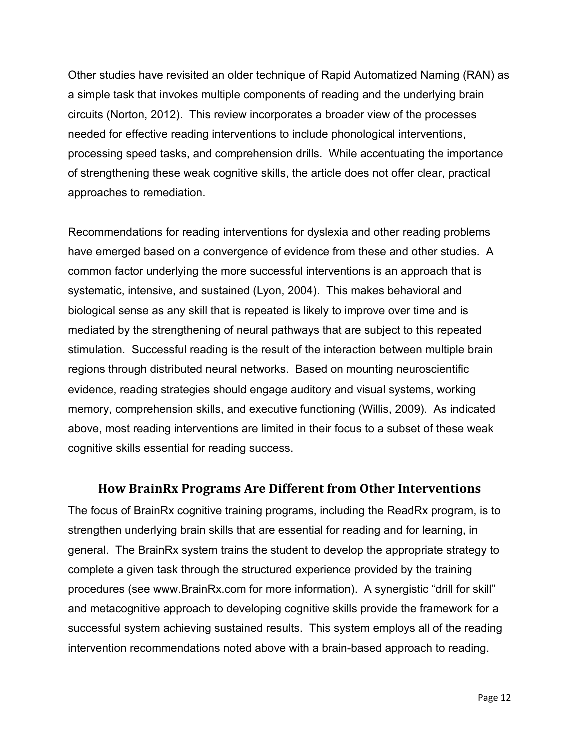Other studies have revisited an older technique of Rapid Automatized Naming (RAN) as a simple task that invokes multiple components of reading and the underlying brain circuits (Norton, 2012). This review incorporates a broader view of the processes needed for effective reading interventions to include phonological interventions, processing speed tasks, and comprehension drills. While accentuating the importance of strengthening these weak cognitive skills, the article does not offer clear, practical approaches to remediation.

Recommendations for reading interventions for dyslexia and other reading problems have emerged based on a convergence of evidence from these and other studies. A common factor underlying the more successful interventions is an approach that is systematic, intensive, and sustained (Lyon, 2004). This makes behavioral and biological sense as any skill that is repeated is likely to improve over time and is mediated by the strengthening of neural pathways that are subject to this repeated stimulation. Successful reading is the result of the interaction between multiple brain regions through distributed neural networks. Based on mounting neuroscientific evidence, reading strategies should engage auditory and visual systems, working memory, comprehension skills, and executive functioning (Willis, 2009). As indicated above, most reading interventions are limited in their focus to a subset of these weak cognitive skills essential for reading success.

## How BrainRx Programs Are Different from Other Interventions

The focus of BrainRx cognitive training programs, including the ReadRx program, is to strengthen underlying brain skills that are essential for reading and for learning, in general. The BrainRx system trains the student to develop the appropriate strategy to complete a given task through the structured experience provided by the training procedures (see www.BrainRx.com for more information). A synergistic "drill for skill" and metacognitive approach to developing cognitive skills provide the framework for a successful system achieving sustained results. This system employs all of the reading intervention recommendations noted above with a brain-based approach to reading.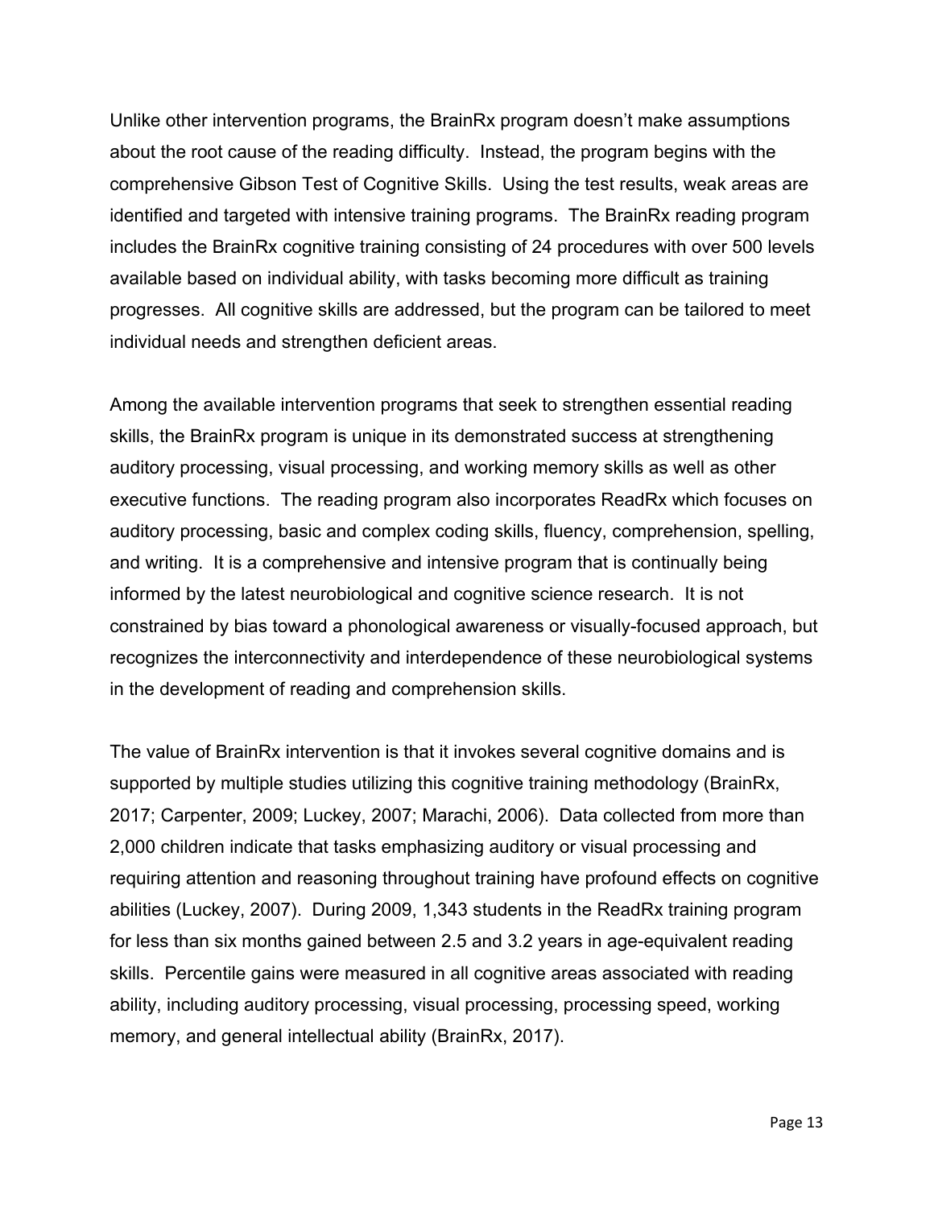Unlike other intervention programs, the BrainRx program doesn't make assumptions about the root cause of the reading difficulty. Instead, the program begins with the comprehensive Gibson Test of Cognitive Skills. Using the test results, weak areas are identified and targeted with intensive training programs. The BrainRx reading program includes the BrainRx cognitive training consisting of 24 procedures with over 500 levels available based on individual ability, with tasks becoming more difficult as training progresses. All cognitive skills are addressed, but the program can be tailored to meet individual needs and strengthen deficient areas.

Among the available intervention programs that seek to strengthen essential reading skills, the BrainRx program is unique in its demonstrated success at strengthening auditory processing, visual processing, and working memory skills as well as other executive functions. The reading program also incorporates ReadRx which focuses on auditory processing, basic and complex coding skills, fluency, comprehension, spelling, and writing. It is a comprehensive and intensive program that is continually being informed by the latest neurobiological and cognitive science research. It is not constrained by bias toward a phonological awareness or visually-focused approach, but recognizes the interconnectivity and interdependence of these neurobiological systems in the development of reading and comprehension skills.

The value of BrainRx intervention is that it invokes several cognitive domains and is supported by multiple studies utilizing this cognitive training methodology (BrainRx, 2017; Carpenter, 2009; Luckey, 2007; Marachi, 2006). Data collected from more than 2,000 children indicate that tasks emphasizing auditory or visual processing and requiring attention and reasoning throughout training have profound effects on cognitive abilities (Luckey, 2007). During 2009, 1,343 students in the ReadRx training program for less than six months gained between 2.5 and 3.2 years in age-equivalent reading skills. Percentile gains were measured in all cognitive areas associated with reading ability, including auditory processing, visual processing, processing speed, working memory, and general intellectual ability (BrainRx, 2017).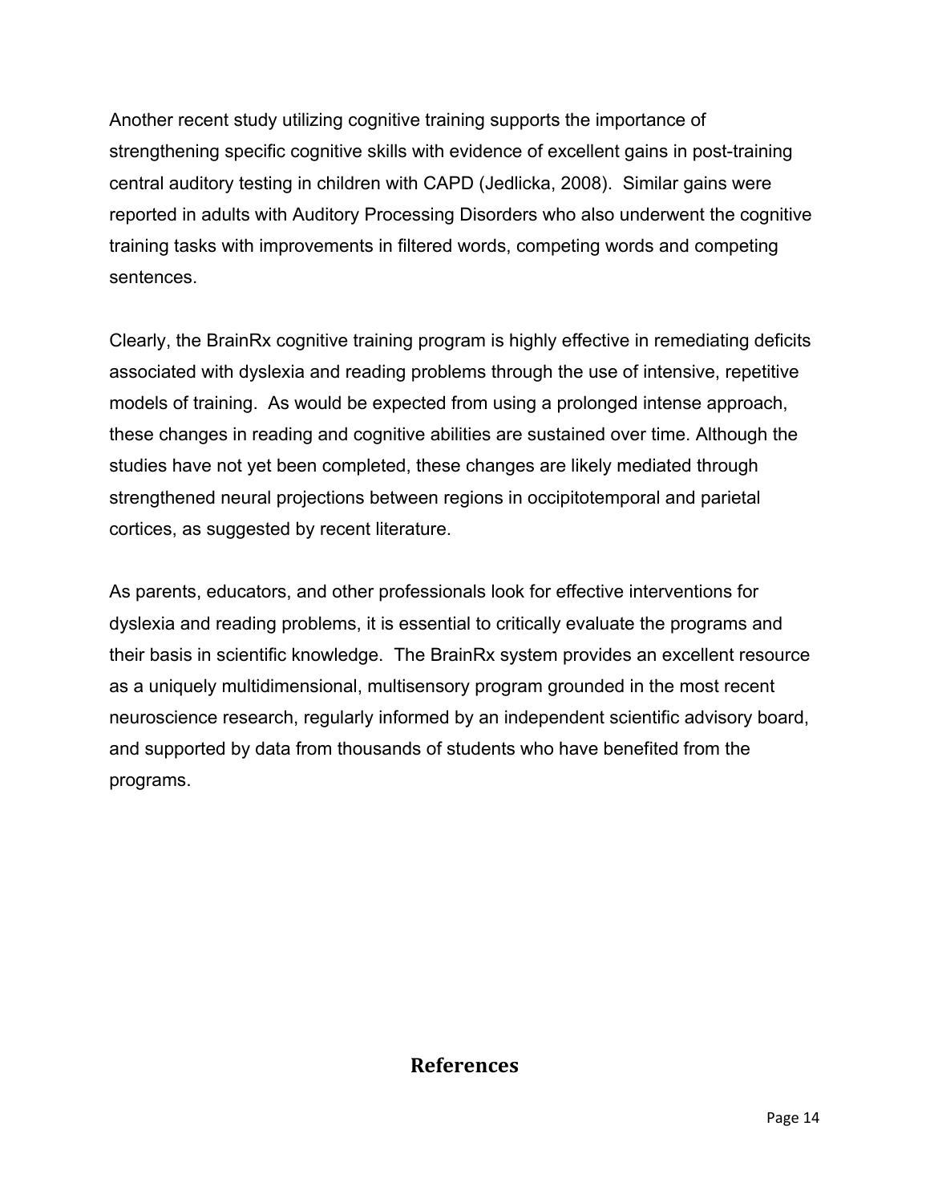Another recent study utilizing cognitive training supports the importance of strengthening specific cognitive skills with evidence of excellent gains in post-training central auditory testing in children with CAPD (Jedlicka, 2008). Similar gains were reported in adults with Auditory Processing Disorders who also underwent the cognitive training tasks with improvements in filtered words, competing words and competing sentences.

Clearly, the BrainRx cognitive training program is highly effective in remediating deficits associated with dyslexia and reading problems through the use of intensive, repetitive models of training. As would be expected from using a prolonged intense approach, these changes in reading and cognitive abilities are sustained over time. Although the studies have not yet been completed, these changes are likely mediated through strengthened neural projections between regions in occipitotemporal and parietal cortices, as suggested by recent literature.

As parents, educators, and other professionals look for effective interventions for dyslexia and reading problems, it is essential to critically evaluate the programs and their basis in scientific knowledge. The BrainRx system provides an excellent resource as a uniquely multidimensional, multisensory program grounded in the most recent neuroscience research, regularly informed by an independent scientific advisory board, and supported by data from thousands of students who have benefited from the programs.

## References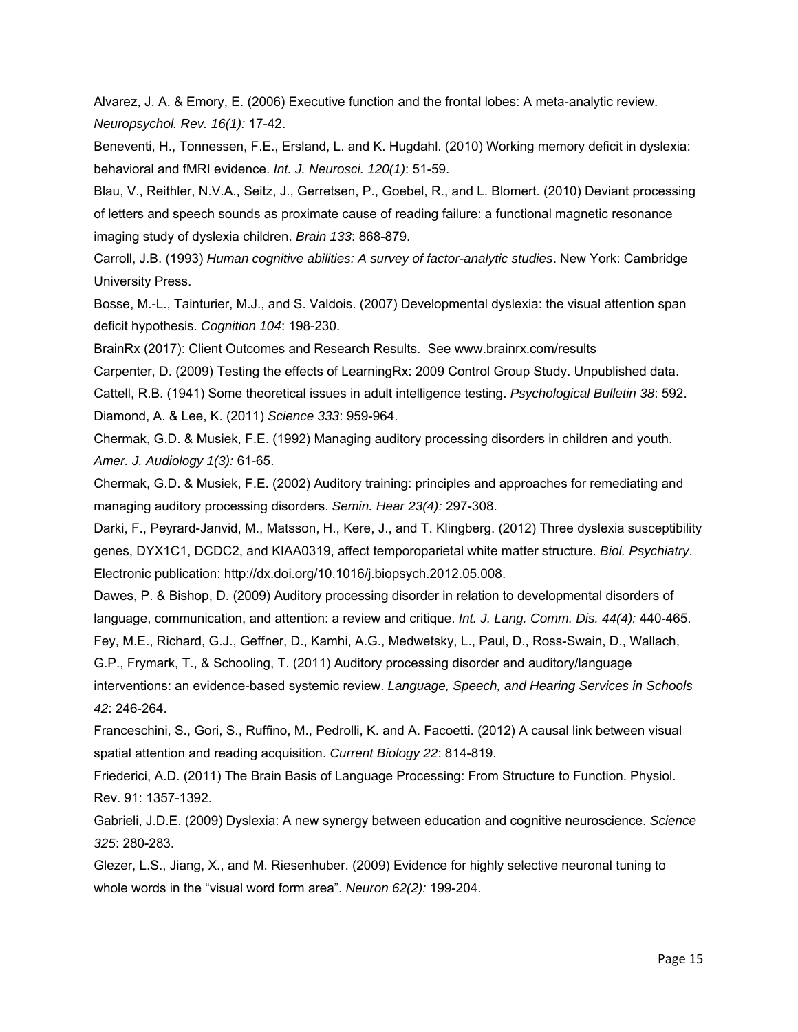Alvarez, J. A. & Emory, E. (2006) Executive function and the frontal lobes: A meta-analytic review. *Neuropsychol. Rev. 16(1):* 17-42.

Beneventi, H., Tonnessen, F.E., Ersland, L. and K. Hugdahl. (2010) Working memory deficit in dyslexia: behavioral and fMRI evidence. *Int. J. Neurosci. 120(1)*: 51-59.

Blau, V., Reithler, N.V.A., Seitz, J., Gerretsen, P., Goebel, R., and L. Blomert. (2010) Deviant processing of letters and speech sounds as proximate cause of reading failure: a functional magnetic resonance imaging study of dyslexia children. *Brain 133*: 868-879.

Carroll, J.B. (1993) *Human cognitive abilities: A survey of factor-analytic studies*. New York: Cambridge University Press.

Bosse, M.-L., Tainturier, M.J., and S. Valdois. (2007) Developmental dyslexia: the visual attention span deficit hypothesis. *Cognition 104*: 198-230.

BrainRx (2017): Client Outcomes and Research Results. See www.brainrx.com/results

Carpenter, D. (2009) Testing the effects of LearningRx: 2009 Control Group Study. Unpublished data.

Cattell, R.B. (1941) Some theoretical issues in adult intelligence testing. *Psychological Bulletin 38*: 592.

Diamond, A. & Lee, K. (2011) *Science 333*: 959-964.

Chermak, G.D. & Musiek, F.E. (1992) Managing auditory processing disorders in children and youth. *Amer. J. Audiology 1(3):* 61-65.

Chermak, G.D. & Musiek, F.E. (2002) Auditory training: principles and approaches for remediating and managing auditory processing disorders. *Semin. Hear 23(4):* 297-308.

Darki, F., Peyrard-Janvid, M., Matsson, H., Kere, J., and T. Klingberg. (2012) Three dyslexia susceptibility genes, DYX1C1, DCDC2, and KIAA0319, affect temporoparietal white matter structure. *Biol. Psychiatry*. Electronic publication: http://dx.doi.org/10.1016/j.biopsych.2012.05.008.

Dawes, P. & Bishop, D. (2009) Auditory processing disorder in relation to developmental disorders of language, communication, and attention: a review and critique. *Int. J. Lang. Comm. Dis. 44(4):* 440-465.

Fey, M.E., Richard, G.J., Geffner, D., Kamhi, A.G., Medwetsky, L., Paul, D., Ross-Swain, D., Wallach, G.P., Frymark, T., & Schooling, T. (2011) Auditory processing disorder and auditory/language interventions: an evidence-based systemic review. *Language, Speech, and Hearing Services in Schools 42*: 246-264.

Franceschini, S., Gori, S., Ruffino, M., Pedrolli, K. and A. Facoetti. (2012) A causal link between visual spatial attention and reading acquisition. *Current Biology 22*: 814-819.

Friederici, A.D. (2011) The Brain Basis of Language Processing: From Structure to Function. Physiol. Rev. 91: 1357-1392.

Gabrieli, J.D.E. (2009) Dyslexia: A new synergy between education and cognitive neuroscience. *Science 325*: 280-283.

Glezer, L.S., Jiang, X., and M. Riesenhuber. (2009) Evidence for highly selective neuronal tuning to whole words in the "visual word form area". *Neuron 62(2):* 199-204.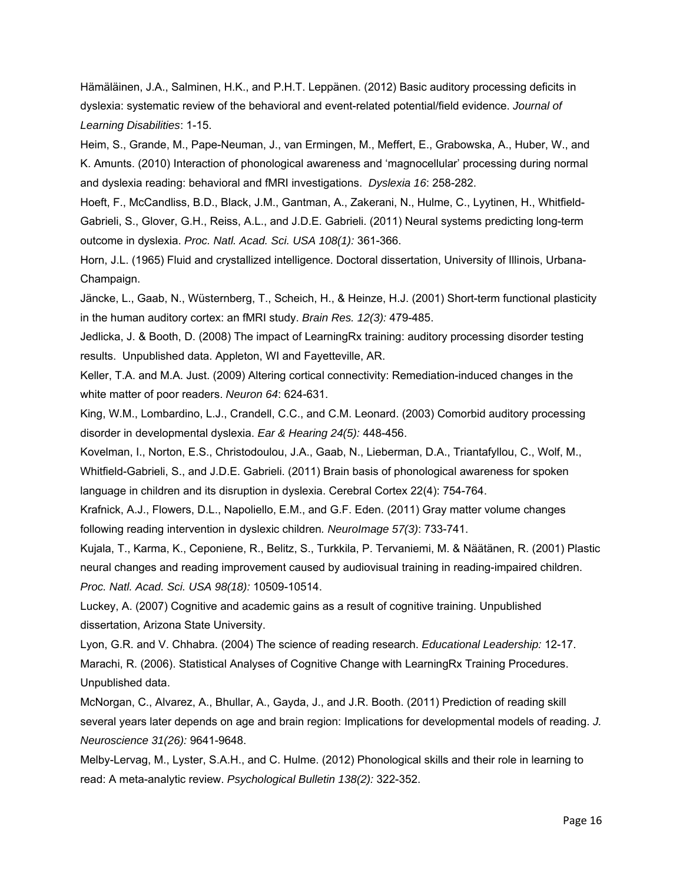Hämäläinen, J.A., Salminen, H.K., and P.H.T. Leppänen. (2012) Basic auditory processing deficits in dyslexia: systematic review of the behavioral and event-related potential/field evidence. *Journal of Learning Disabilities*: 1-15.

Heim, S., Grande, M., Pape-Neuman, J., van Ermingen, M., Meffert, E., Grabowska, A., Huber, W., and K. Amunts. (2010) Interaction of phonological awareness and 'magnocellular' processing during normal and dyslexia reading: behavioral and fMRI investigations. *Dyslexia 16*: 258-282.

Hoeft, F., McCandliss, B.D., Black, J.M., Gantman, A., Zakerani, N., Hulme, C., Lyytinen, H., Whitfield-Gabrieli, S., Glover, G.H., Reiss, A.L., and J.D.E. Gabrieli. (2011) Neural systems predicting long-term outcome in dyslexia. *Proc. Natl. Acad. Sci. USA 108(1):* 361-366.

Horn, J.L. (1965) Fluid and crystallized intelligence. Doctoral dissertation, University of Illinois, Urbana-Champaign.

Jäncke, L., Gaab, N., Wüsternberg, T., Scheich, H., & Heinze, H.J. (2001) Short-term functional plasticity in the human auditory cortex: an fMRI study. *Brain Res. 12(3):* 479-485.

Jedlicka, J. & Booth, D. (2008) The impact of LearningRx training: auditory processing disorder testing results. Unpublished data. Appleton, WI and Fayetteville, AR.

Keller, T.A. and M.A. Just. (2009) Altering cortical connectivity: Remediation-induced changes in the white matter of poor readers. *Neuron 64*: 624-631.

King, W.M., Lombardino, L.J., Crandell, C.C., and C.M. Leonard. (2003) Comorbid auditory processing disorder in developmental dyslexia. *Ear & Hearing 24(5):* 448-456.

Kovelman, I., Norton, E.S., Christodoulou, J.A., Gaab, N., Lieberman, D.A., Triantafyllou, C., Wolf, M., Whitfield-Gabrieli, S., and J.D.E. Gabrieli. (2011) Brain basis of phonological awareness for spoken language in children and its disruption in dyslexia. Cerebral Cortex 22(4): 754-764.

Krafnick, A.J., Flowers, D.L., Napoliello, E.M., and G.F. Eden. (2011) Gray matter volume changes following reading intervention in dyslexic children*. NeuroImage 57(3)*: 733-741.

Kujala, T., Karma, K., Ceponiene, R., Belitz, S., Turkkila, P. Tervaniemi, M. & Näätänen, R. (2001) Plastic neural changes and reading improvement caused by audiovisual training in reading-impaired children. *Proc. Natl. Acad. Sci. USA 98(18):* 10509-10514.

Luckey, A. (2007) Cognitive and academic gains as a result of cognitive training. Unpublished dissertation, Arizona State University.

Lyon, G.R. and V. Chhabra. (2004) The science of reading research. *Educational Leadership:* 12-17.

Marachi, R. (2006). Statistical Analyses of Cognitive Change with LearningRx Training Procedures. Unpublished data.

McNorgan, C., Alvarez, A., Bhullar, A., Gayda, J., and J.R. Booth. (2011) Prediction of reading skill several years later depends on age and brain region: Implications for developmental models of reading. *J. Neuroscience 31(26):* 9641-9648.

Melby-Lervag, M., Lyster, S.A.H., and C. Hulme. (2012) Phonological skills and their role in learning to read: A meta-analytic review. *Psychological Bulletin 138(2):* 322-352.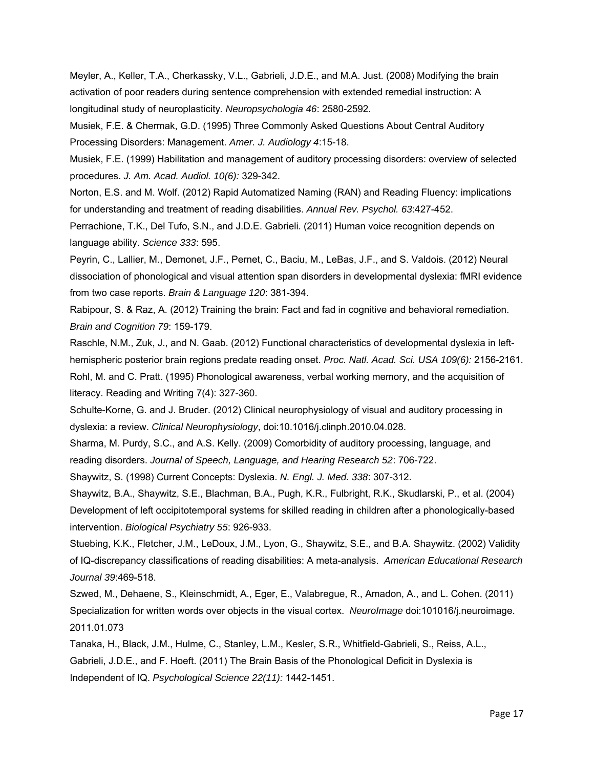Meyler, A., Keller, T.A., Cherkassky, V.L., Gabrieli, J.D.E., and M.A. Just. (2008) Modifying the brain activation of poor readers during sentence comprehension with extended remedial instruction: A longitudinal study of neuroplasticity. *Neuropsychologia 46*: 2580-2592.

Musiek, F.E. & Chermak, G.D. (1995) Three Commonly Asked Questions About Central Auditory Processing Disorders: Management. *Amer. J. Audiology 4*:15-18.

Musiek, F.E. (1999) Habilitation and management of auditory processing disorders: overview of selected procedures. *J. Am. Acad. Audiol. 10(6):* 329-342.

Norton, E.S. and M. Wolf. (2012) Rapid Automatized Naming (RAN) and Reading Fluency: implications for understanding and treatment of reading disabilities. *Annual Rev. Psychol. 63*:427-452.

Perrachione, T.K., Del Tufo, S.N., and J.D.E. Gabrieli. (2011) Human voice recognition depends on language ability. *Science 333*: 595.

Peyrin, C., Lallier, M., Demonet, J.F., Pernet, C., Baciu, M., LeBas, J.F., and S. Valdois. (2012) Neural dissociation of phonological and visual attention span disorders in developmental dyslexia: fMRI evidence from two case reports. *Brain & Language 120*: 381-394.

Rabipour, S. & Raz, A. (2012) Training the brain: Fact and fad in cognitive and behavioral remediation. *Brain and Cognition 79*: 159-179.

Raschle, N.M., Zuk, J., and N. Gaab. (2012) Functional characteristics of developmental dyslexia in left-hemispheric posterior brain regions predate reading onset. *Proc. Natl. Acad. Sci. USA 109(6):* 2156-2161.

Rohl, M. and C. Pratt. (1995) Phonological awareness, verbal working memory, and the acquisition of literacy. Reading and Writing 7(4): 327-360.

Schulte-Korne, G. and J. Bruder. (2012) Clinical neurophysiology of visual and auditory processing in dyslexia: a review. *Clinical Neurophysiology*, doi:10.1016/j.clinph.2010.04.028.

Sharma, M. Purdy, S.C., and A.S. Kelly. (2009) Comorbidity of auditory processing, language, and reading disorders. *Journal of Speech, Language, and Hearing Research 52*: 706-722.

Shaywitz, S. (1998) Current Concepts: Dyslexia. *N. Engl. J. Med. 338*: 307-312.

Shaywitz, B.A., Shaywitz, S.E., Blachman, B.A., Pugh, K.R., Fulbright, R.K., Skudlarski, P., et al. (2004) Development of left occipitotemporal systems for skilled reading in children after a phonologically-based intervention. *Biological Psychiatry 55*: 926-933.

Stuebing, K.K., Fletcher, J.M., LeDoux, J.M., Lyon, G., Shaywitz, S.E., and B.A. Shaywitz. (2002) Validity of IQ-discrepancy classifications of reading disabilities: A meta-analysis. *American Educational Research Journal 39*:469-518.

Szwed, M., Dehaene, S., Kleinschmidt, A., Eger, E., Valabregue, R., Amadon, A., and L. Cohen. (2011) Specialization for written words over objects in the visual cortex. *NeuroImage* doi:101016/j.neuroimage. 2011.01.073

Tanaka, H., Black, J.M., Hulme, C., Stanley, L.M., Kesler, S.R., Whitfield-Gabrieli, S., Reiss, A.L., Gabrieli, J.D.E., and F. Hoeft. (2011) The Brain Basis of the Phonological Deficit in Dyslexia is Independent of IQ. *Psychological Science 22(11):* 1442-1451.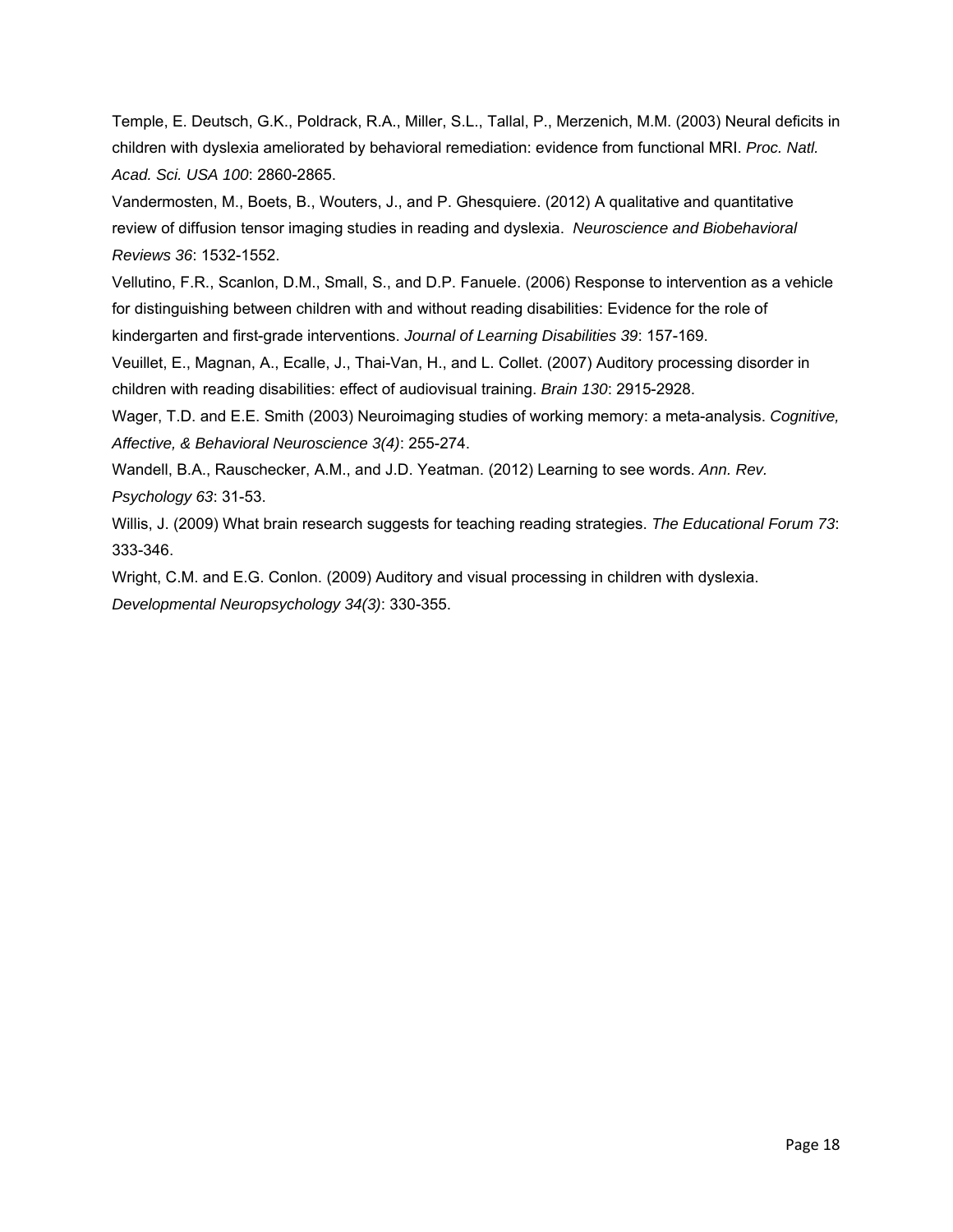Temple, E. Deutsch, G.K., Poldrack, R.A., Miller, S.L., Tallal, P., Merzenich, M.M. (2003) Neural deficits in children with dyslexia ameliorated by behavioral remediation: evidence from functional MRI. *Proc. Natl. Acad. Sci. USA 100*: 2860-2865.

Vandermosten, M., Boets, B., Wouters, J., and P. Ghesquiere. (2012) A qualitative and quantitative review of diffusion tensor imaging studies in reading and dyslexia. *Neuroscience and Biobehavioral Reviews 36*: 1532-1552.

Vellutino, F.R., Scanlon, D.M., Small, S., and D.P. Fanuele. (2006) Response to intervention as a vehicle for distinguishing between children with and without reading disabilities: Evidence for the role of kindergarten and first-grade interventions. *Journal of Learning Disabilities 39*: 157-169.

Veuillet, E., Magnan, A., Ecalle, J., Thai-Van, H., and L. Collet. (2007) Auditory processing disorder in children with reading disabilities: effect of audiovisual training. *Brain 130*: 2915-2928.

Wager, T.D. and E.E. Smith (2003) Neuroimaging studies of working memory: a meta-analysis. *Cognitive, Affective, & Behavioral Neuroscience 3(4)*: 255-274.

Wandell, B.A., Rauschecker, A.M., and J.D. Yeatman. (2012) Learning to see words. *Ann. Rev. Psychology 63*: 31-53.

Willis, J. (2009) What brain research suggests for teaching reading strategies. *The Educational Forum 73*: 333-346.

Wright, C.M. and E.G. Conlon. (2009) Auditory and visual processing in children with dyslexia. *Developmental Neuropsychology 34(3)*: 330-355.